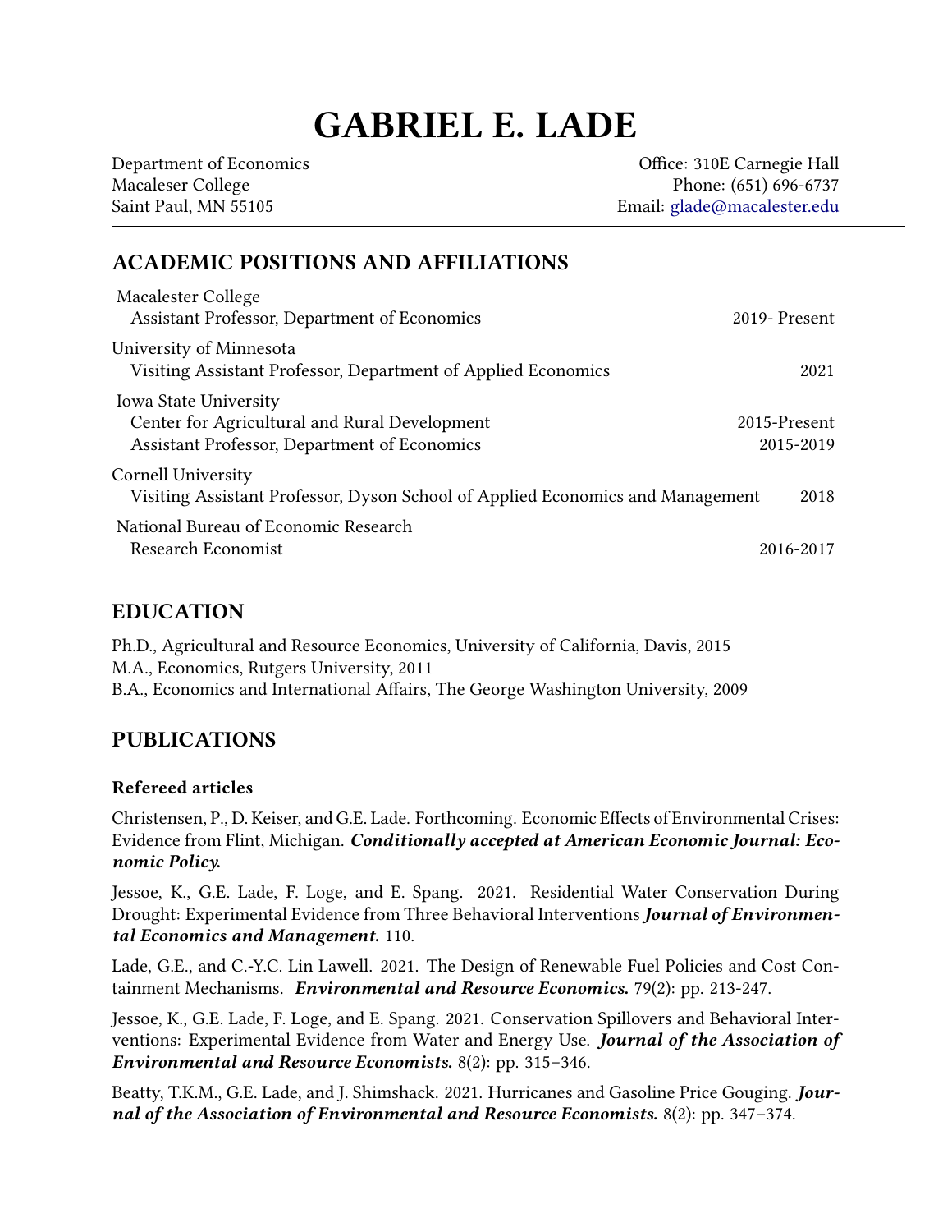# GABRIEL E. LADE

Department of Economics
Macaleser College
Saint Paul, MN 55105

Office: 310E Carnegie Hall
Phone: (651) 696-6737
Email: glade@macalester.edu

## ACADEMIC POSITIONS AND AFFILIATIONS

Macalester College
Assistant Professor, Department of Economics — 2019- Present

University of Minnesota
Visiting Assistant Professor, Department of Applied Economics — 2021

Iowa State University
Center for Agricultural and Rural Development — 2015-Present
Assistant Professor, Department of Economics — 2015-2019

Cornell University
Visiting Assistant Professor, Dyson School of Applied Economics and Management — 2018

National Bureau of Economic Research
Research Economist — 2016-2017

## EDUCATION

Ph.D., Agricultural and Resource Economics, University of California, Davis, 2015
M.A., Economics, Rutgers University, 2011
B.A., Economics and International Affairs, The George Washington University, 2009

## PUBLICATIONS

### Refereed articles

Christensen, P., D. Keiser, and G.E. Lade. Forthcoming. Economic Effects of Environmental Crises: Evidence from Flint, Michigan. ***Conditionally accepted at American Economic Journal: Economic Policy.***

Jessoe, K., G.E. Lade, F. Loge, and E. Spang. 2021. Residential Water Conservation During Drought: Experimental Evidence from Three Behavioral Interventions ***Journal of Environmental Economics and Management.*** 110.

Lade, G.E., and C.-Y.C. Lin Lawell. 2021. The Design of Renewable Fuel Policies and Cost Containment Mechanisms. ***Environmental and Resource Economics.*** 79(2): pp. 213-247.

Jessoe, K., G.E. Lade, F. Loge, and E. Spang. 2021. Conservation Spillovers and Behavioral Interventions: Experimental Evidence from Water and Energy Use. ***Journal of the Association of Environmental and Resource Economists.*** 8(2): pp. 315–346.

Beatty, T.K.M., G.E. Lade, and J. Shimshack. 2021. Hurricanes and Gasoline Price Gouging. ***Journal of the Association of Environmental and Resource Economists.*** 8(2): pp. 347–374.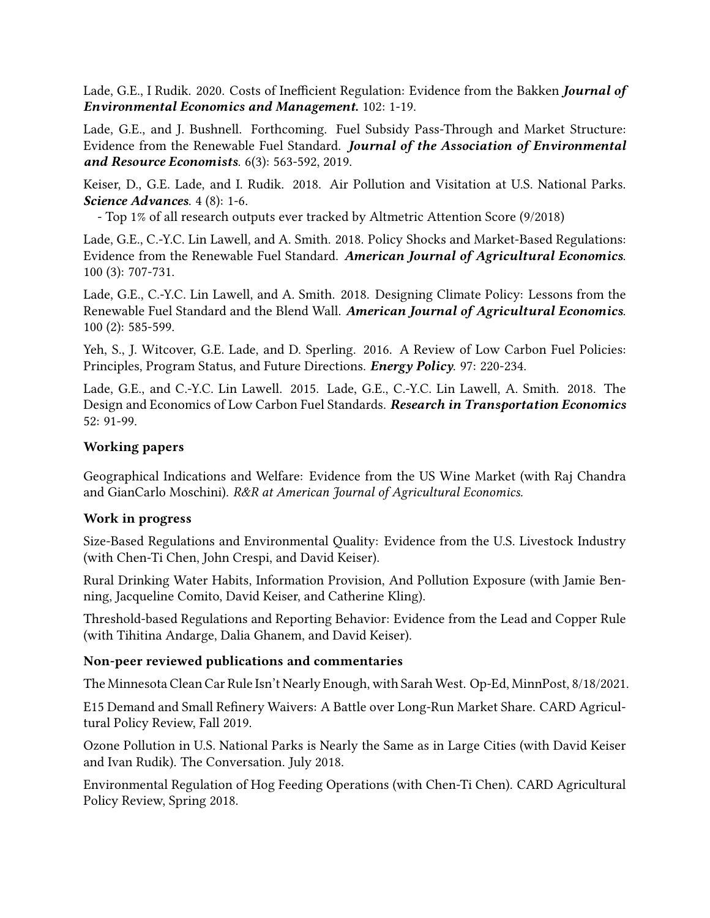Lade, G.E., I Rudik. 2020. Costs of Inefficient Regulation: Evidence from the Bakken ***Journal of Environmental Economics and Management.*** 102: 1-19.

Lade, G.E., and J. Bushnell. Forthcoming. Fuel Subsidy Pass-Through and Market Structure: Evidence from the Renewable Fuel Standard. ***Journal of the Association of Environmental and Resource Economists***. 6(3): 563-592, 2019.

Keiser, D., G.E. Lade, and I. Rudik. 2018. Air Pollution and Visitation at U.S. National Parks. ***Science Advances***. 4 (8): 1-6.

- Top 1% of all research outputs ever tracked by Altmetric Attention Score (9/2018)

Lade, G.E., C.-Y.C. Lin Lawell, and A. Smith. 2018. Policy Shocks and Market-Based Regulations: Evidence from the Renewable Fuel Standard. ***American Journal of Agricultural Economics***. 100 (3): 707-731.

Lade, G.E., C.-Y.C. Lin Lawell, and A. Smith. 2018. Designing Climate Policy: Lessons from the Renewable Fuel Standard and the Blend Wall. ***American Journal of Agricultural Economics***. 100 (2): 585-599.

Yeh, S., J. Witcover, G.E. Lade, and D. Sperling. 2016. A Review of Low Carbon Fuel Policies: Principles, Program Status, and Future Directions. ***Energy Policy***. 97: 220-234.

Lade, G.E., and C.-Y.C. Lin Lawell. 2015. Lade, G.E., C.-Y.C. Lin Lawell, A. Smith. 2018. The Design and Economics of Low Carbon Fuel Standards. ***Research in Transportation Economics*** 52: 91-99.

### Working papers

Geographical Indications and Welfare: Evidence from the US Wine Market (with Raj Chandra and GianCarlo Moschini). *R&R at American Journal of Agricultural Economics.*

### Work in progress

Size-Based Regulations and Environmental Quality: Evidence from the U.S. Livestock Industry (with Chen-Ti Chen, John Crespi, and David Keiser).

Rural Drinking Water Habits, Information Provision, And Pollution Exposure (with Jamie Benning, Jacqueline Comito, David Keiser, and Catherine Kling).

Threshold-based Regulations and Reporting Behavior: Evidence from the Lead and Copper Rule (with Tihitina Andarge, Dalia Ghanem, and David Keiser).

### Non-peer reviewed publications and commentaries

The Minnesota Clean Car Rule Isn't Nearly Enough, with Sarah West. Op-Ed, MinnPost, 8/18/2021.

E15 Demand and Small Refinery Waivers: A Battle over Long-Run Market Share. CARD Agricultural Policy Review, Fall 2019.

Ozone Pollution in U.S. National Parks is Nearly the Same as in Large Cities (with David Keiser and Ivan Rudik). The Conversation. July 2018.

Environmental Regulation of Hog Feeding Operations (with Chen-Ti Chen). CARD Agricultural Policy Review, Spring 2018.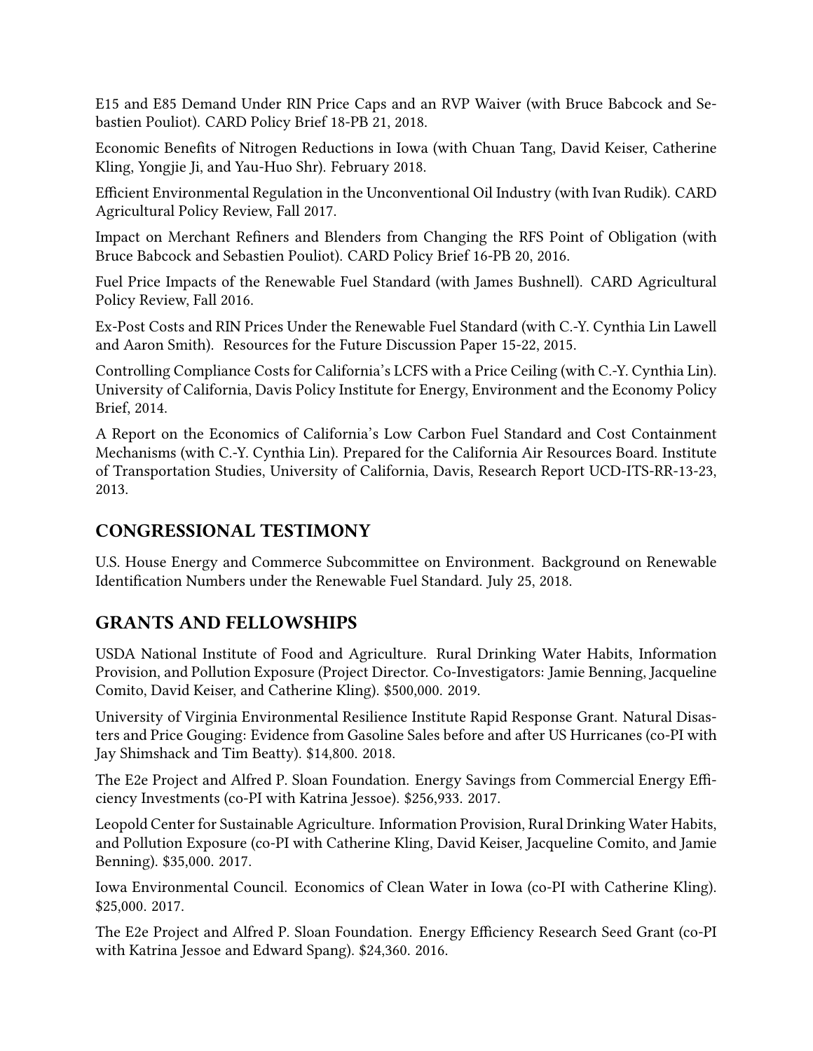E15 and E85 Demand Under RIN Price Caps and an RVP Waiver (with Bruce Babcock and Sebastien Pouliot). CARD Policy Brief 18-PB 21, 2018.

Economic Benefits of Nitrogen Reductions in Iowa (with Chuan Tang, David Keiser, Catherine Kling, Yongjie Ji, and Yau-Huo Shr). February 2018.

Efficient Environmental Regulation in the Unconventional Oil Industry (with Ivan Rudik). CARD Agricultural Policy Review, Fall 2017.

Impact on Merchant Refiners and Blenders from Changing the RFS Point of Obligation (with Bruce Babcock and Sebastien Pouliot). CARD Policy Brief 16-PB 20, 2016.

Fuel Price Impacts of the Renewable Fuel Standard (with James Bushnell). CARD Agricultural Policy Review, Fall 2016.

Ex-Post Costs and RIN Prices Under the Renewable Fuel Standard (with C.-Y. Cynthia Lin Lawell and Aaron Smith). Resources for the Future Discussion Paper 15-22, 2015.

Controlling Compliance Costs for California's LCFS with a Price Ceiling (with C.-Y. Cynthia Lin). University of California, Davis Policy Institute for Energy, Environment and the Economy Policy Brief, 2014.

A Report on the Economics of California's Low Carbon Fuel Standard and Cost Containment Mechanisms (with C.-Y. Cynthia Lin). Prepared for the California Air Resources Board. Institute of Transportation Studies, University of California, Davis, Research Report UCD-ITS-RR-13-23, 2013.

## CONGRESSIONAL TESTIMONY

U.S. House Energy and Commerce Subcommittee on Environment. Background on Renewable Identification Numbers under the Renewable Fuel Standard. July 25, 2018.

## GRANTS AND FELLOWSHIPS

USDA National Institute of Food and Agriculture. Rural Drinking Water Habits, Information Provision, and Pollution Exposure (Project Director. Co-Investigators: Jamie Benning, Jacqueline Comito, David Keiser, and Catherine Kling). $500,000. 2019.

University of Virginia Environmental Resilience Institute Rapid Response Grant. Natural Disasters and Price Gouging: Evidence from Gasoline Sales before and after US Hurricanes (co-PI with Jay Shimshack and Tim Beatty). $14,800. 2018.

The E2e Project and Alfred P. Sloan Foundation. Energy Savings from Commercial Energy Efficiency Investments (co-PI with Katrina Jessoe). $256,933. 2017.

Leopold Center for Sustainable Agriculture. Information Provision, Rural Drinking Water Habits, and Pollution Exposure (co-PI with Catherine Kling, David Keiser, Jacqueline Comito, and Jamie Benning). $35,000. 2017.

Iowa Environmental Council. Economics of Clean Water in Iowa (co-PI with Catherine Kling). $25,000. 2017.

The E2e Project and Alfred P. Sloan Foundation. Energy Efficiency Research Seed Grant (co-PI with Katrina Jessoe and Edward Spang). $24,360. 2016.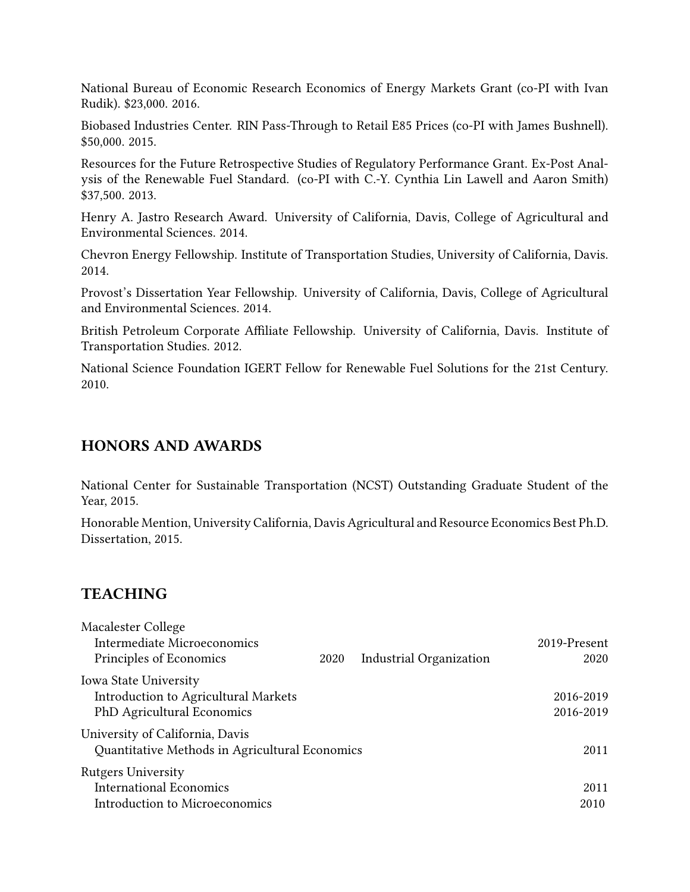National Bureau of Economic Research Economics of Energy Markets Grant (co-PI with Ivan Rudik). $23,000. 2016.

Biobased Industries Center. RIN Pass-Through to Retail E85 Prices (co-PI with James Bushnell). $50,000. 2015.

Resources for the Future Retrospective Studies of Regulatory Performance Grant. Ex-Post Analysis of the Renewable Fuel Standard. (co-PI with C.-Y. Cynthia Lin Lawell and Aaron Smith) $37,500. 2013.

Henry A. Jastro Research Award. University of California, Davis, College of Agricultural and Environmental Sciences. 2014.

Chevron Energy Fellowship. Institute of Transportation Studies, University of California, Davis. 2014.

Provost's Dissertation Year Fellowship. University of California, Davis, College of Agricultural and Environmental Sciences. 2014.

British Petroleum Corporate Affiliate Fellowship. University of California, Davis. Institute of Transportation Studies. 2012.

National Science Foundation IGERT Fellow for Renewable Fuel Solutions for the 21st Century. 2010.

## HONORS AND AWARDS

National Center for Sustainable Transportation (NCST) Outstanding Graduate Student of the Year, 2015.

Honorable Mention, University California, Davis Agricultural and Resource Economics Best Ph.D. Dissertation, 2015.

## TEACHING

Macalester College
- Intermediate Microeconomics — 2019-Present
- Principles of Economics — 2020
- Industrial Organization — 2020

Iowa State University
- Introduction to Agricultural Markets — 2016-2019
- PhD Agricultural Economics — 2016-2019

University of California, Davis
- Quantitative Methods in Agricultural Economics — 2011

Rutgers University
- International Economics — 2011
- Introduction to Microeconomics — 2010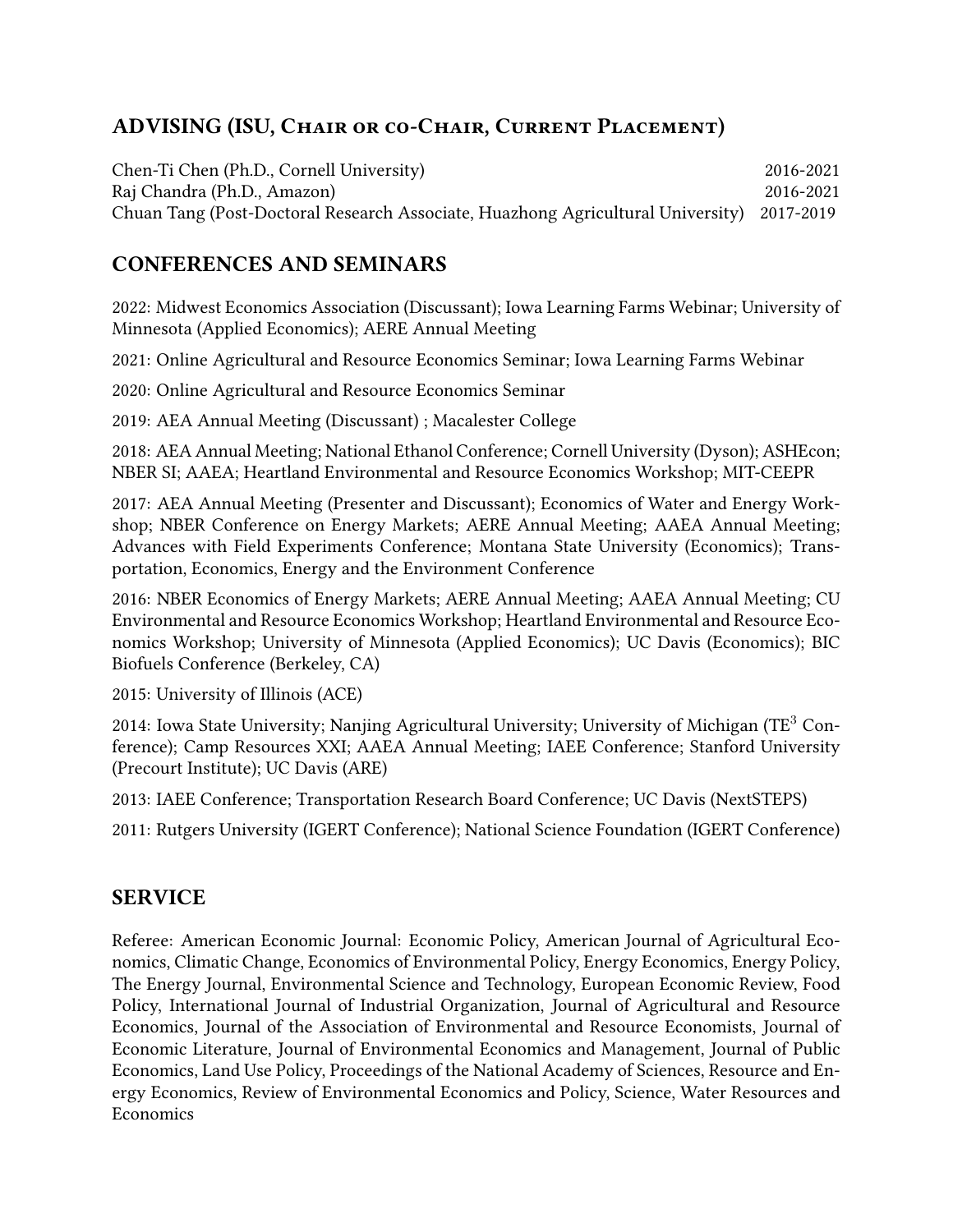## ADVISING (ISU, Chair or co-Chair, Current Placement)

Chen-Ti Chen (Ph.D., Cornell University) 2016-2021
Raj Chandra (Ph.D., Amazon) 2016-2021
Chuan Tang (Post-Doctoral Research Associate, Huazhong Agricultural University) 2017-2019

## CONFERENCES AND SEMINARS

2022: Midwest Economics Association (Discussant); Iowa Learning Farms Webinar; University of Minnesota (Applied Economics); AERE Annual Meeting

2021: Online Agricultural and Resource Economics Seminar; Iowa Learning Farms Webinar

2020: Online Agricultural and Resource Economics Seminar

2019: AEA Annual Meeting (Discussant) ; Macalester College

2018: AEA Annual Meeting; National Ethanol Conference; Cornell University (Dyson); ASHEcon; NBER SI; AAEA; Heartland Environmental and Resource Economics Workshop; MIT-CEEPR

2017: AEA Annual Meeting (Presenter and Discussant); Economics of Water and Energy Workshop; NBER Conference on Energy Markets; AERE Annual Meeting; AAEA Annual Meeting; Advances with Field Experiments Conference; Montana State University (Economics); Transportation, Economics, Energy and the Environment Conference

2016: NBER Economics of Energy Markets; AERE Annual Meeting; AAEA Annual Meeting; CU Environmental and Resource Economics Workshop; Heartland Environmental and Resource Economics Workshop; University of Minnesota (Applied Economics); UC Davis (Economics); BIC Biofuels Conference (Berkeley, CA)

2015: University of Illinois (ACE)

2014: Iowa State University; Nanjing Agricultural University; University of Michigan (TE$^3$ Conference); Camp Resources XXI; AAEA Annual Meeting; IAEE Conference; Stanford University (Precourt Institute); UC Davis (ARE)

2013: IAEE Conference; Transportation Research Board Conference; UC Davis (NextSTEPS)

2011: Rutgers University (IGERT Conference); National Science Foundation (IGERT Conference)

## SERVICE

Referee: American Economic Journal: Economic Policy, American Journal of Agricultural Economics, Climatic Change, Economics of Environmental Policy, Energy Economics, Energy Policy, The Energy Journal, Environmental Science and Technology, European Economic Review, Food Policy, International Journal of Industrial Organization, Journal of Agricultural and Resource Economics, Journal of the Association of Environmental and Resource Economists, Journal of Economic Literature, Journal of Environmental Economics and Management, Journal of Public Economics, Land Use Policy, Proceedings of the National Academy of Sciences, Resource and Energy Economics, Review of Environmental Economics and Policy, Science, Water Resources and Economics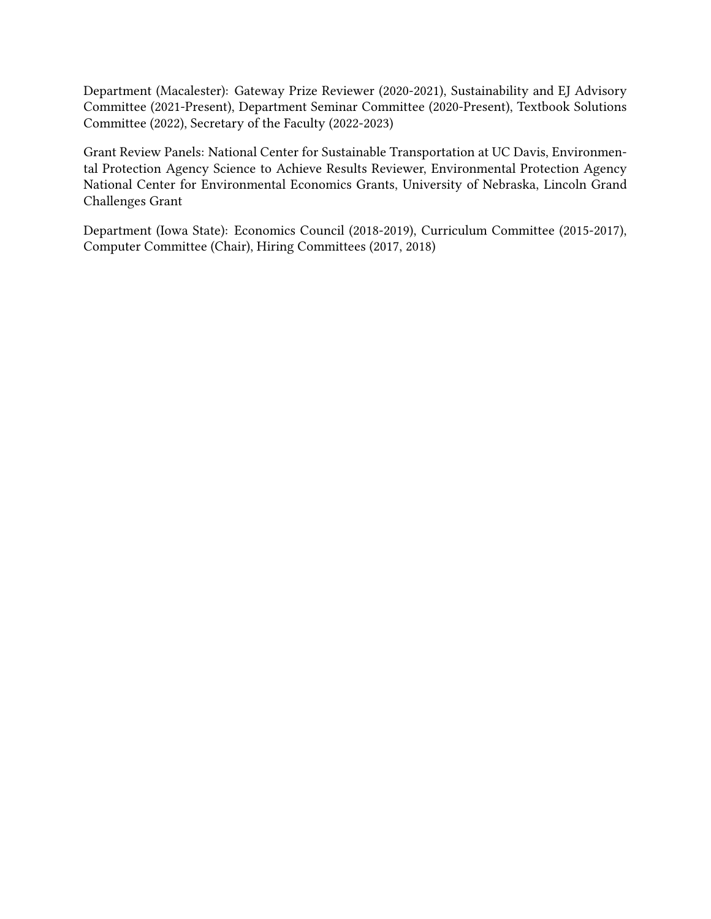Department (Macalester): Gateway Prize Reviewer (2020-2021), Sustainability and EJ Advisory Committee (2021-Present), Department Seminar Committee (2020-Present), Textbook Solutions Committee (2022), Secretary of the Faculty (2022-2023)

Grant Review Panels: National Center for Sustainable Transportation at UC Davis, Environmental Protection Agency Science to Achieve Results Reviewer, Environmental Protection Agency National Center for Environmental Economics Grants, University of Nebraska, Lincoln Grand Challenges Grant

Department (Iowa State): Economics Council (2018-2019), Curriculum Committee (2015-2017), Computer Committee (Chair), Hiring Committees (2017, 2018)